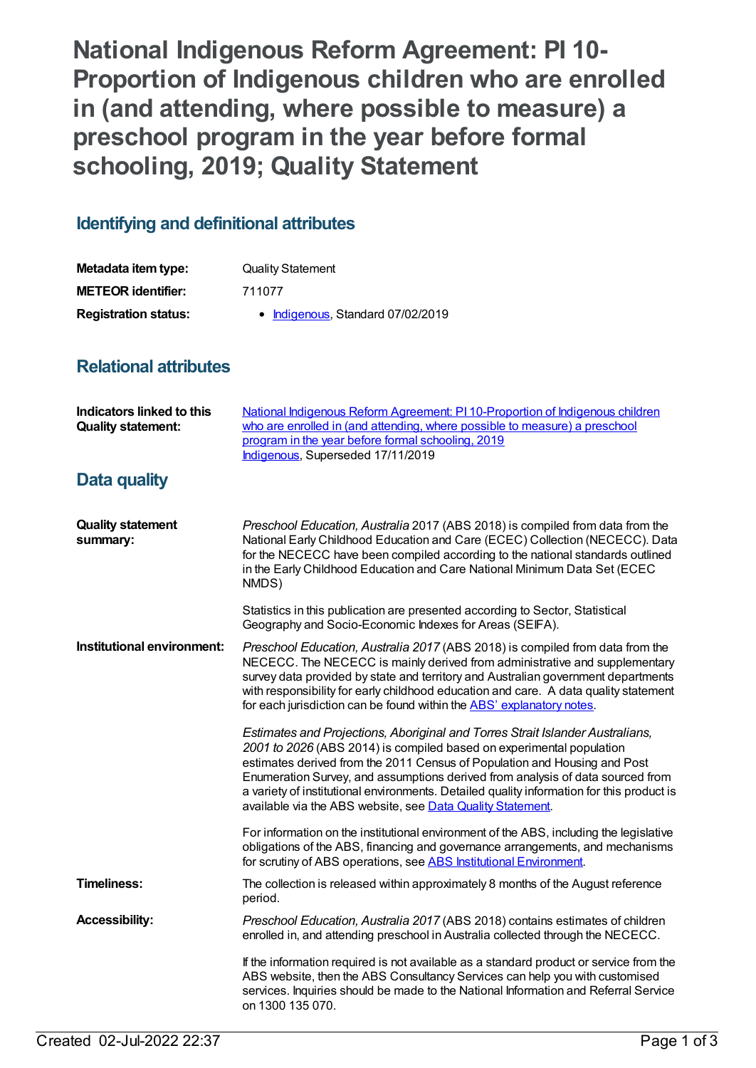# National Indigenous Reform Agreement: PI 10-Proportion of Indigenous children who are enrolled in (and attending, where possible to measure) a preschool program in the year before formal schooling, 2019; Quality Statement

## Identifying and definitional attributes

| | |
|---|---|
| **Metadata item type:** | Quality Statement |
| **METEOR identifier:** | 711077 |
| **Registration status:** | • Indigenous, Standard 07/02/2019 |

## Relational attributes

| | |
|---|---|
| **Indicators linked to this Quality statement:** | National Indigenous Reform Agreement: PI 10-Proportion of Indigenous children who are enrolled in (and attending, where possible to measure) a preschool program in the year before formal schooling, 2019<br>Indigenous, Superseded 17/11/2019 |

## Data quality

**Quality statement summary:**

*Preschool Education, Australia* 2017 (ABS 2018) is compiled from data from the National Early Childhood Education and Care (ECEC) Collection (NECECC). Data for the NECECC have been compiled according to the national standards outlined in the Early Childhood Education and Care National Minimum Data Set (ECEC NMDS)

Statistics in this publication are presented according to Sector, Statistical Geography and Socio-Economic Indexes for Areas (SEIFA).

**Institutional environment:**

*Preschool Education, Australia 2017* (ABS 2018) is compiled from data from the NECECC. The NECECC is mainly derived from administrative and supplementary survey data provided by state and territory and Australian government departments with responsibility for early childhood education and care. A data quality statement for each jurisdiction can be found within the ABS' explanatory notes.

*Estimates and Projections, Aboriginal and Torres Strait Islander Australians, 2001 to 2026* (ABS 2014) is compiled based on experimental population estimates derived from the 2011 Census of Population and Housing and Post Enumeration Survey, and assumptions derived from analysis of data sourced from a variety of institutional environments. Detailed quality information for this product is available via the ABS website, see Data Quality Statement.

For information on the institutional environment of the ABS, including the legislative obligations of the ABS, financing and governance arrangements, and mechanisms for scrutiny of ABS operations, see ABS Institutional Environment.

**Timeliness:**

The collection is released within approximately 8 months of the August reference period.

**Accessibility:**

*Preschool Education, Australia 2017* (ABS 2018) contains estimates of children enrolled in, and attending preschool in Australia collected through the NECECC.

If the information required is not available as a standard product or service from the ABS website, then the ABS Consultancy Services can help you with customised services. Inquiries should be made to the National Information and Referral Service on 1300 135 070.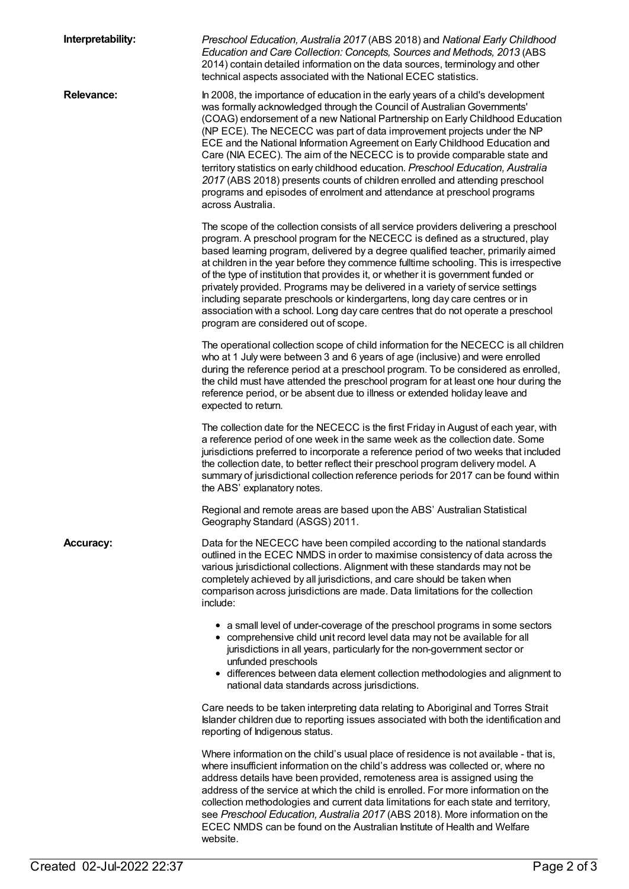**Interpretability:** *Preschool Education, Australia 2017* (ABS 2018) and *National Early Childhood Education and Care Collection: Concepts, Sources and Methods, 2013* (ABS 2014) contain detailed information on the data sources, terminology and other technical aspects associated with the National ECEC statistics.

**Relevance:** In 2008, the importance of education in the early years of a child's development was formally acknowledged through the Council of Australian Governments' (COAG) endorsement of a new National Partnership on Early Childhood Education (NP ECE). The NECECC was part of data improvement projects under the NP ECE and the National Information Agreement on Early Childhood Education and Care (NIA ECEC). The aim of the NECECC is to provide comparable state and territory statistics on early childhood education. *Preschool Education, Australia 2017* (ABS 2018) presents counts of children enrolled and attending preschool programs and episodes of enrolment and attendance at preschool programs across Australia.

The scope of the collection consists of all service providers delivering a preschool program. A preschool program for the NECECC is defined as a structured, play based learning program, delivered by a degree qualified teacher, primarily aimed at children in the year before they commence fulltime schooling. This is irrespective of the type of institution that provides it, or whether it is government funded or privately provided. Programs may be delivered in a variety of service settings including separate preschools or kindergartens, long day care centres or in association with a school. Long day care centres that do not operate a preschool program are considered out of scope.

The operational collection scope of child information for the NECECC is all children who at 1 July were between 3 and 6 years of age (inclusive) and were enrolled during the reference period at a preschool program. To be considered as enrolled, the child must have attended the preschool program for at least one hour during the reference period, or be absent due to illness or extended holiday leave and expected to return.

The collection date for the NECECC is the first Friday in August of each year, with a reference period of one week in the same week as the collection date. Some jurisdictions preferred to incorporate a reference period of two weeks that included the collection date, to better reflect their preschool program delivery model. A summary of jurisdictional collection reference periods for 2017 can be found within the ABS' explanatory notes.

Regional and remote areas are based upon the ABS' Australian Statistical Geography Standard (ASGS) 2011.

**Accuracy:** Data for the NECECC have been compiled according to the national standards outlined in the ECEC NMDS in order to maximise consistency of data across the various jurisdictional collections. Alignment with these standards may not be completely achieved by all jurisdictions, and care should be taken when comparison across jurisdictions are made. Data limitations for the collection include:

- a small level of under-coverage of the preschool programs in some sectors
- comprehensive child unit record level data may not be available for all jurisdictions in all years, particularly for the non-government sector or unfunded preschools
- differences between data element collection methodologies and alignment to national data standards across jurisdictions.

Care needs to be taken interpreting data relating to Aboriginal and Torres Strait Islander children due to reporting issues associated with both the identification and reporting of Indigenous status.

Where information on the child's usual place of residence is not available - that is, where insufficient information on the child's address was collected or, where no address details have been provided, remoteness area is assigned using the address of the service at which the child is enrolled. For more information on the collection methodologies and current data limitations for each state and territory, see *Preschool Education, Australia 2017* (ABS 2018). More information on the ECEC NMDS can be found on the Australian Institute of Health and Welfare website.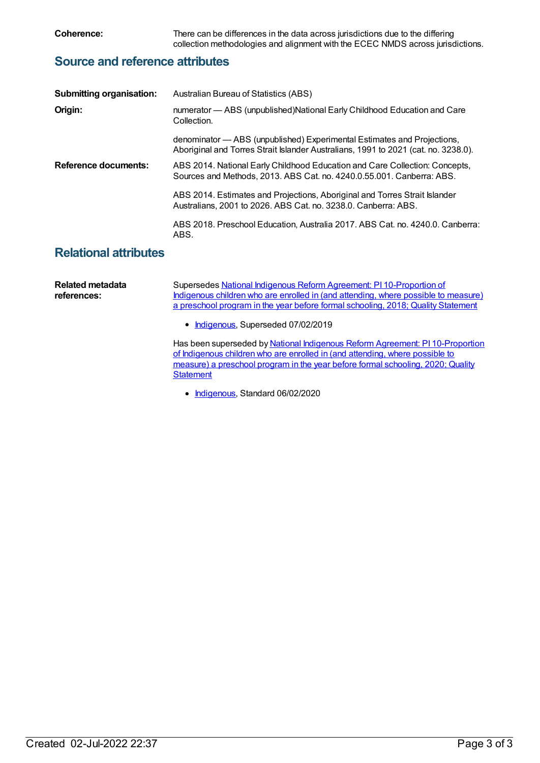**Coherence:** There can be differences in the data across jurisdictions due to the differing collection methodologies and alignment with the ECEC NMDS across jurisdictions.

## Source and reference attributes

**Submitting organisation:** Australian Bureau of Statistics (ABS)

**Origin:** numerator — ABS (unpublished)National Early Childhood Education and Care Collection.

denominator — ABS (unpublished) Experimental Estimates and Projections, Aboriginal and Torres Strait Islander Australians, 1991 to 2021 (cat. no. 3238.0).

**Reference documents:** ABS 2014. National Early Childhood Education and Care Collection: Concepts, Sources and Methods, 2013. ABS Cat. no. 4240.0.55.001. Canberra: ABS.

ABS 2014. Estimates and Projections, Aboriginal and Torres Strait Islander Australians, 2001 to 2026. ABS Cat. no. 3238.0. Canberra: ABS.

ABS 2018. Preschool Education, Australia 2017. ABS Cat. no. 4240.0. Canberra: ABS.

## Relational attributes

**Related metadata references:** Supersedes National Indigenous Reform Agreement: PI 10-Proportion of Indigenous children who are enrolled in (and attending, where possible to measure) a preschool program in the year before formal schooling, 2018; Quality Statement

- Indigenous, Superseded 07/02/2019

Has been superseded by National Indigenous Reform Agreement: PI 10-Proportion of Indigenous children who are enrolled in (and attending, where possible to measure) a preschool program in the year before formal schooling, 2020; Quality Statement

- Indigenous, Standard 06/02/2020